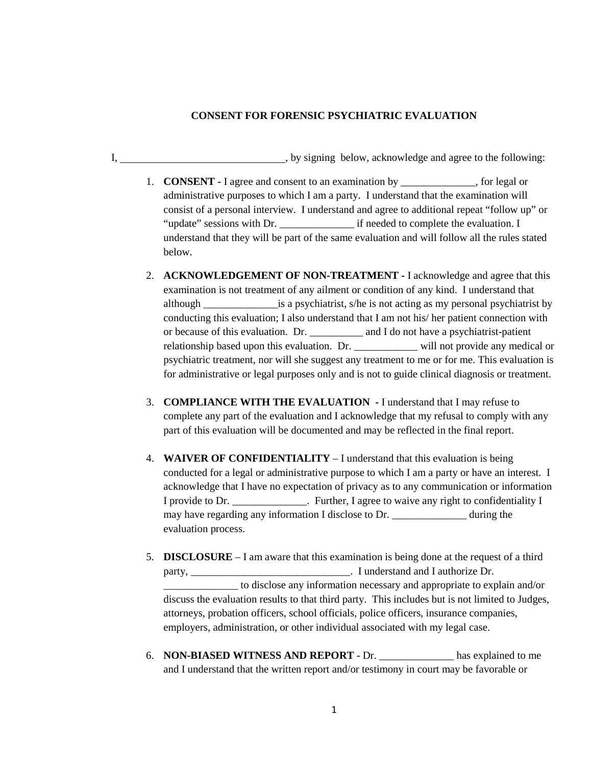# CONSENT FOR FORENSIC PSYCHIATRIC EVALUATION

I, _______________________________, by signing below, acknowledge and agree to the following:

1. **CONSENT -** I agree and consent to an examination by ______________, for legal or administrative purposes to which I am a party. I understand that the examination will consist of a personal interview. I understand and agree to additional repeat "follow up" or "update" sessions with Dr. ______________ if needed to complete the evaluation. I understand that they will be part of the same evaluation and will follow all the rules stated below.

2. **ACKNOWLEDGEMENT OF NON-TREATMENT -** I acknowledge and agree that this examination is not treatment of any ailment or condition of any kind. I understand that although ______________is a psychiatrist, s/he is not acting as my personal psychiatrist by conducting this evaluation; I also understand that I am not his/ her patient connection with or because of this evaluation. Dr. __________ and I do not have a psychiatrist-patient relationship based upon this evaluation. Dr. ____________ will not provide any medical or psychiatric treatment, nor will she suggest any treatment to me or for me. This evaluation is for administrative or legal purposes only and is not to guide clinical diagnosis or treatment.

3. **COMPLIANCE WITH THE EVALUATION -** I understand that I may refuse to complete any part of the evaluation and I acknowledge that my refusal to comply with any part of this evaluation will be documented and may be reflected in the final report.

4. **WAIVER OF CONFIDENTIALITY** – I understand that this evaluation is being conducted for a legal or administrative purpose to which I am a party or have an interest. I acknowledge that I have no expectation of privacy as to any communication or information I provide to Dr. ______________. Further, I agree to waive any right to confidentiality I may have regarding any information I disclose to Dr. ______________ during the evaluation process.

5. **DISCLOSURE** – I am aware that this examination is being done at the request of a third party, _______________________________. I understand and I authorize Dr. ______________ to disclose any information necessary and appropriate to explain and/or discuss the evaluation results to that third party. This includes but is not limited to Judges, attorneys, probation officers, school officials, police officers, insurance companies, employers, administration, or other individual associated with my legal case.

6. **NON-BIASED WITNESS AND REPORT** - Dr. ______________ has explained to me and I understand that the written report and/or testimony in court may be favorable or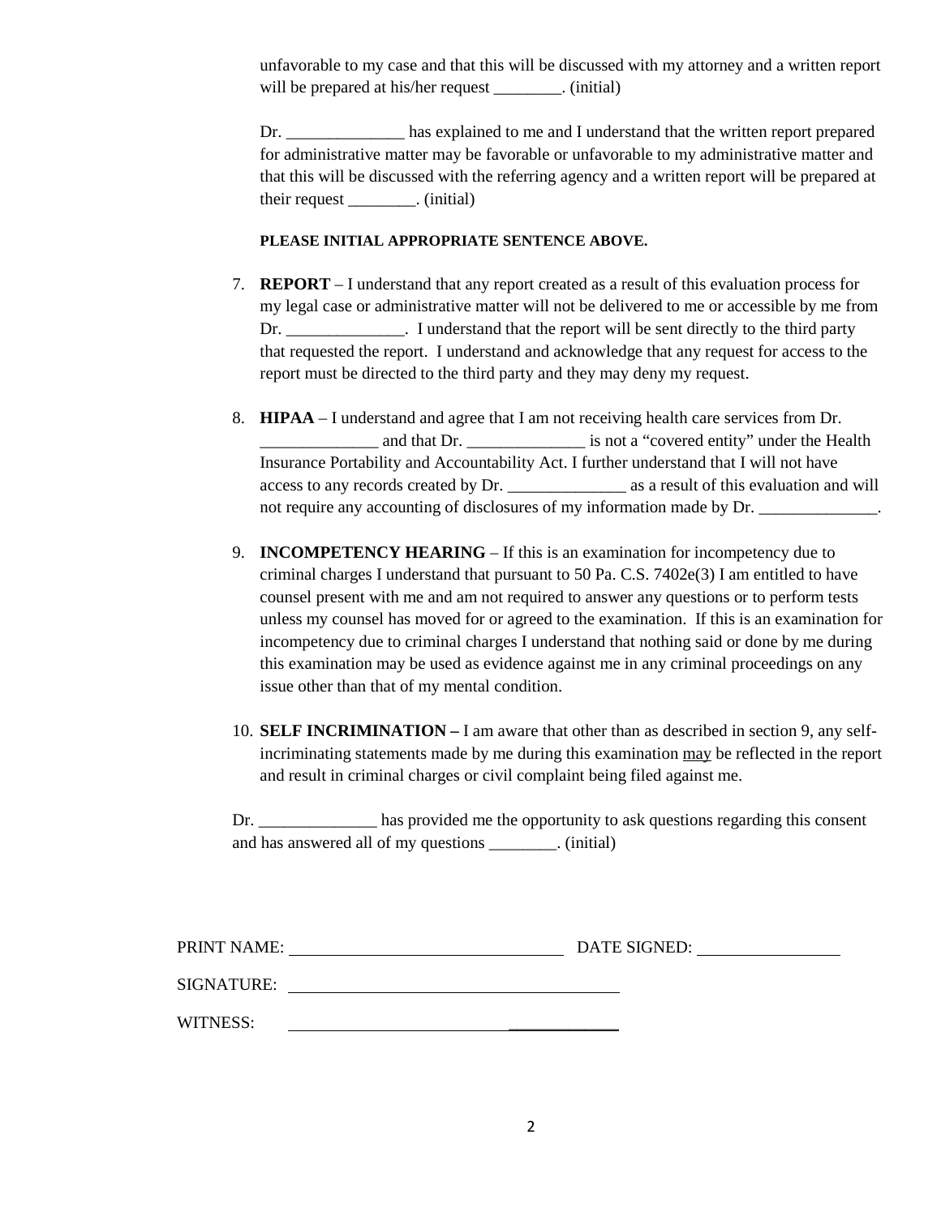unfavorable to my case and that this will be discussed with my attorney and a written report will be prepared at his/her request ________. (initial)

Dr. ______________ has explained to me and I understand that the written report prepared for administrative matter may be favorable or unfavorable to my administrative matter and that this will be discussed with the referring agency and a written report will be prepared at their request ________. (initial)

**PLEASE INITIAL APPROPRIATE SENTENCE ABOVE.**

7. **REPORT** – I understand that any report created as a result of this evaluation process for my legal case or administrative matter will not be delivered to me or accessible by me from Dr. ______________. I understand that the report will be sent directly to the third party that requested the report. I understand and acknowledge that any request for access to the report must be directed to the third party and they may deny my request.

8. **HIPAA** – I understand and agree that I am not receiving health care services from Dr. ______________ and that Dr. ______________ is not a "covered entity" under the Health Insurance Portability and Accountability Act. I further understand that I will not have access to any records created by Dr. ______________ as a result of this evaluation and will not require any accounting of disclosures of my information made by Dr. ______________.

9. **INCOMPETENCY HEARING** – If this is an examination for incompetency due to criminal charges I understand that pursuant to 50 Pa. C.S. 7402e(3) I am entitled to have counsel present with me and am not required to answer any questions or to perform tests unless my counsel has moved for or agreed to the examination. If this is an examination for incompetency due to criminal charges I understand that nothing said or done by me during this examination may be used as evidence against me in any criminal proceedings on any issue other than that of my mental condition.

10. **SELF INCRIMINATION –** I am aware that other than as described in section 9, any self-incriminating statements made by me during this examination <u>may</u> be reflected in the report and result in criminal charges or civil complaint being filed against me.

Dr. ______________ has provided me the opportunity to ask questions regarding this consent and has answered all of my questions ________. (initial)

PRINT NAME: ________________________________ DATE SIGNED: ________________

SIGNATURE: ________________________________________

WITNESS: ________________________________________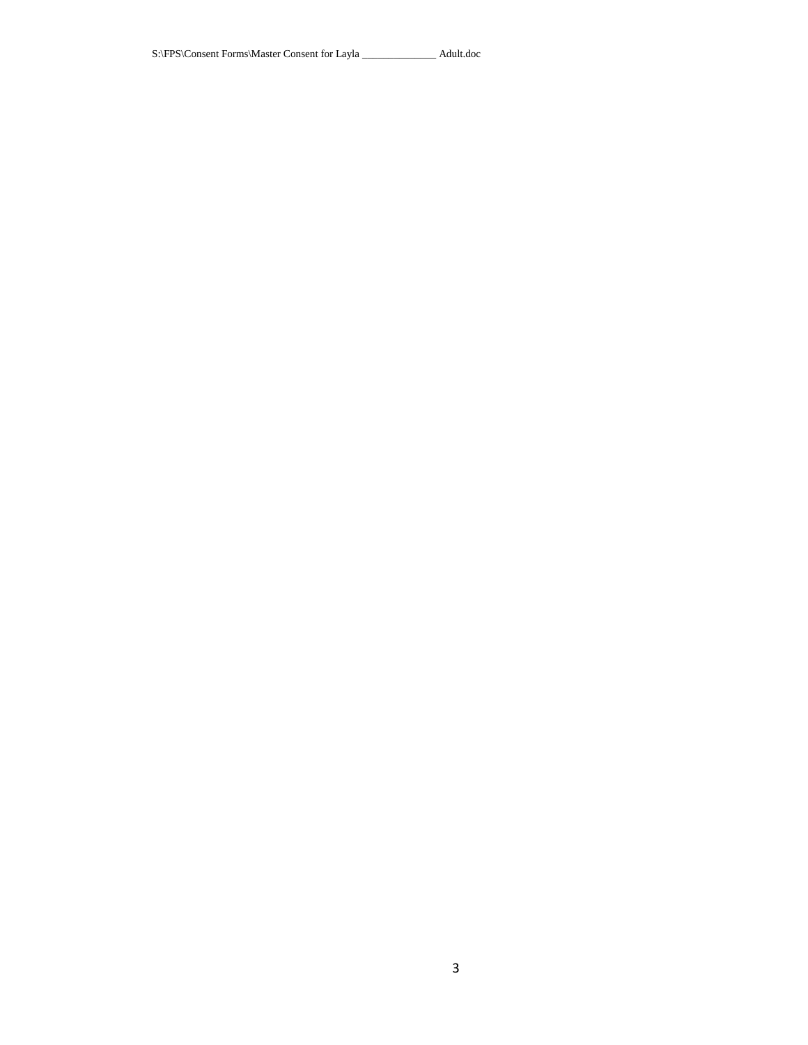S:\FPS\Consent Forms\Master Consent for Layla ______________ Adult.doc